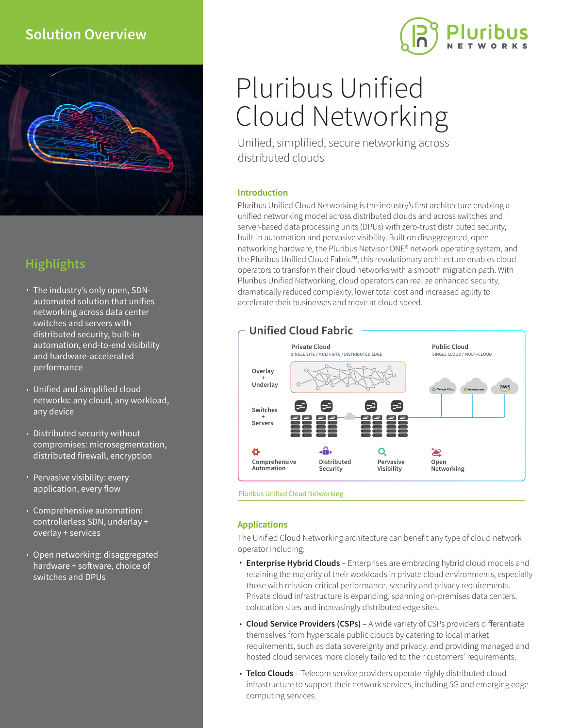Solution Overview

# Pluribus Unified Cloud Networking

Unified, simplified, secure networking across distributed clouds

## Highlights

- The industry's only open, SDN-automated solution that unifies networking across data center switches and servers with distributed security, built-in automation, end-to-end visibility and hardware-accelerated performance
- Unified and simplified cloud networks: any cloud, any workload, any device
- Distributed security without compromises: microsegmentation, distributed firewall, encryption
- Pervasive visibility: every application, every flow
- Comprehensive automation: controllerless SDN, underlay + overlay + services
- Open networking: disaggregated hardware + software, choice of switches and DPUs

## Introduction

Pluribus Unified Cloud Networking is the industry's first architecture enabling a unified networking model across distributed clouds and across switches and server-based data processing units (DPUs) with zero-trust distributed security, built-in automation and pervasive visibility. Built on disaggregated, open networking hardware, the Pluribus Netvisor ONE® network operating system, and the Pluribus Unified Cloud Fabric™, this revolutionary architecture enables cloud operators to transform their cloud networks with a smooth migration path. With Pluribus Unified Networking, cloud operators can realize enhanced security, dramatically reduced complexity, lower total cost and increased agility to accelerate their businesses and move at cloud speed.

**Unified Cloud Fabric**

Private Cloud — SINGLE SITE / MULTI-SITE / DISTRIBUTED EDGE

Public Cloud — SINGLE CLOUD / MULTI-CLOUD

Overlay + Underlay

Switches + Servers

Comprehensive Automation | Distributed Security | Pervasive Visibility | Open Networking

Pluribus Unified Cloud Networking

## Applications

The Unified Cloud Networking architecture can benefit any type of cloud network operator including:

- **Enterprise Hybrid Clouds** – Enterprises are embracing hybrid cloud models and retaining the majority of their workloads in private cloud environments, especially those with mission-critical performance, security and privacy requirements. Private cloud infrastructure is expanding, spanning on-premises data centers, colocation sites and increasingly distributed edge sites.
- **Cloud Service Providers (CSPs)** – A wide variety of CSPs providers differentiate themselves from hyperscale public clouds by catering to local market requirements, such as data sovereignty and privacy, and providing managed and hosted cloud services more closely tailored to their customers' requirements.
- **Telco Clouds** – Telecom service providers operate highly distributed cloud infrastructure to support their network services, including 5G and emerging edge computing services.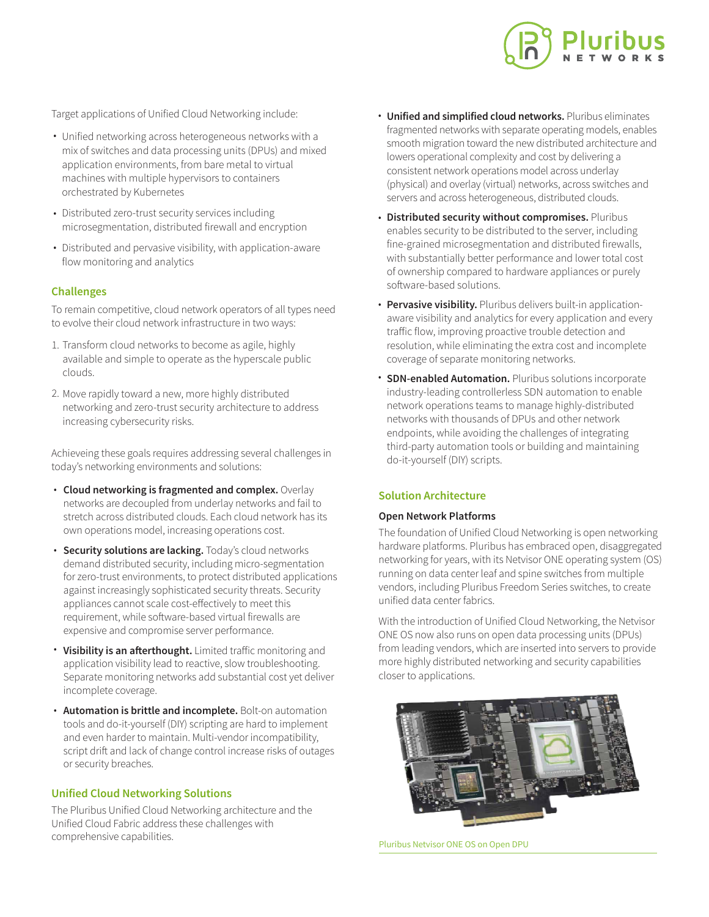Target applications of Unified Cloud Networking include:

- Unified networking across heterogeneous networks with a mix of switches and data processing units (DPUs) and mixed application environments, from bare metal to virtual machines with multiple hypervisors to containers orchestrated by Kubernetes
- Distributed zero-trust security services including microsegmentation, distributed firewall and encryption
- Distributed and pervasive visibility, with application-aware flow monitoring and analytics

## Challenges

To remain competitive, cloud network operators of all types need to evolve their cloud network infrastructure in two ways:

1. Transform cloud networks to become as agile, highly available and simple to operate as the hyperscale public clouds.
2. Move rapidly toward a new, more highly distributed networking and zero-trust security architecture to address increasing cybersecurity risks.

Achieveing these goals requires addressing several challenges in today's networking environments and solutions:

- **Cloud networking is fragmented and complex.** Overlay networks are decoupled from underlay networks and fail to stretch across distributed clouds. Each cloud network has its own operations model, increasing operations cost.
- **Security solutions are lacking.** Today's cloud networks demand distributed security, including micro-segmentation for zero-trust environments, to protect distributed applications against increasingly sophisticated security threats. Security appliances cannot scale cost-effectively to meet this requirement, while software-based virtual firewalls are expensive and compromise server performance.
- **Visibility is an afterthought.** Limited traffic monitoring and application visibility lead to reactive, slow troubleshooting. Separate monitoring networks add substantial cost yet deliver incomplete coverage.
- **Automation is brittle and incomplete.** Bolt-on automation tools and do-it-yourself (DIY) scripting are hard to implement and even harder to maintain. Multi-vendor incompatibility, script drift and lack of change control increase risks of outages or security breaches.

## Unified Cloud Networking Solutions

The Pluribus Unified Cloud Networking architecture and the Unified Cloud Fabric address these challenges with comprehensive capabilities.

- **Unified and simplified cloud networks.** Pluribus eliminates fragmented networks with separate operating models, enables smooth migration toward the new distributed architecture and lowers operational complexity and cost by delivering a consistent network operations model across underlay (physical) and overlay (virtual) networks, across switches and servers and across heterogeneous, distributed clouds.
- **Distributed security without compromises.** Pluribus enables security to be distributed to the server, including fine-grained microsegmentation and distributed firewalls, with substantially better performance and lower total cost of ownership compared to hardware appliances or purely software-based solutions.
- **Pervasive visibility.** Pluribus delivers built-in application-aware visibility and analytics for every application and every traffic flow, improving proactive trouble detection and resolution, while eliminating the extra cost and incomplete coverage of separate monitoring networks.
- **SDN-enabled Automation.** Pluribus solutions incorporate industry-leading controllerless SDN automation to enable network operations teams to manage highly-distributed networks with thousands of DPUs and other network endpoints, while avoiding the challenges of integrating third-party automation tools or building and maintaining do-it-yourself (DIY) scripts.

## Solution Architecture

### Open Network Platforms

The foundation of Unified Cloud Networking is open networking hardware platforms. Pluribus has embraced open, disaggregated networking for years, with its Netvisor ONE operating system (OS) running on data center leaf and spine switches from multiple vendors, including Pluribus Freedom Series switches, to create unified data center fabrics.

With the introduction of Unified Cloud Networking, the Netvisor ONE OS now also runs on open data processing units (DPUs) from leading vendors, which are inserted into servers to provide more highly distributed networking and security capabilities closer to applications.

Pluribus Netvisor ONE OS on Open DPU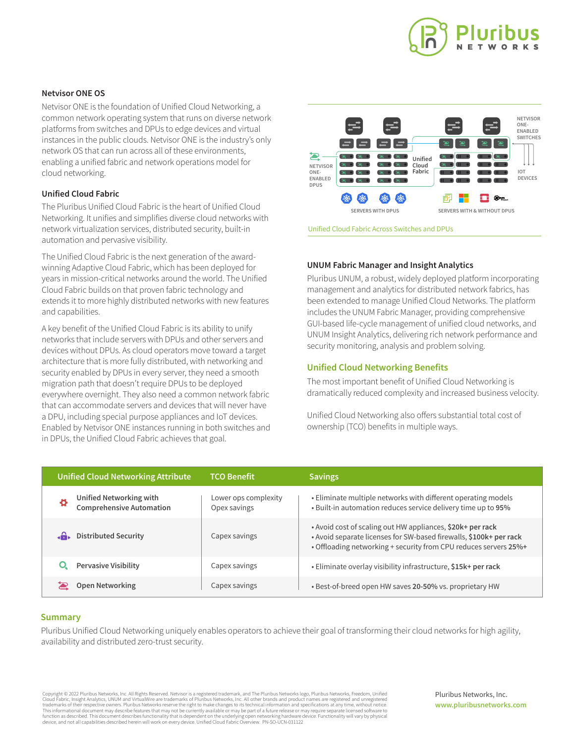### Netvisor ONE OS

Netvisor ONE is the foundation of Unified Cloud Networking, a common network operating system that runs on diverse network platforms from switches and DPUs to edge devices and virtual instances in the public clouds. Netvisor ONE is the industry's only network OS that can run across all of these environments, enabling a unified fabric and network operations model for cloud networking.

### Unified Cloud Fabric

The Pluribus Unified Cloud Fabric is the heart of Unified Cloud Networking. It unifies and simplifies diverse cloud networks with network virtualization services, distributed security, built-in automation and pervasive visibility.

The Unified Cloud Fabric is the next generation of the award-winning Adaptive Cloud Fabric, which has been deployed for years in mission-critical networks around the world. The Unified Cloud Fabric builds on that proven fabric technology and extends it to more highly distributed networks with new features and capabilities.

A key benefit of the Unified Cloud Fabric is its ability to unify networks that include servers with DPUs and other servers and devices without DPUs. As cloud operators move toward a target architecture that is more fully distributed, with networking and security enabled by DPUs in every server, they need a smooth migration path that doesn't require DPUs to be deployed everywhere overnight. They also need a common network fabric that can accommodate servers and devices that will never have a DPU, including special purpose appliances and IoT devices. Enabled by Netvisor ONE instances running in both switches and in DPUs, the Unified Cloud Fabric achieves that goal.

NETVISOR ONE-ENABLED SWITCHES

NETVISOR ONE-ENABLED DPUS

Unified Cloud Fabric

IOT DEVICES

SERVERS WITH DPUS

SERVERS WITH & WITHOUT DPUS

Unified Cloud Fabric Across Switches and DPUs

### UNUM Fabric Manager and Insight Analytics

Pluribus UNUM, a robust, widely deployed platform incorporating management and analytics for distributed network fabrics, has been extended to manage Unified Cloud Networks. The platform includes the UNUM Fabric Manager, providing comprehensive GUI-based life-cycle management of unified cloud networks, and UNUM Insight Analytics, delivering rich network performance and security monitoring, analysis and problem solving.

## Unified Cloud Networking Benefits

The most important benefit of Unified Cloud Networking is dramatically reduced complexity and increased business velocity.

Unified Cloud Networking also offers substantial total cost of ownership (TCO) benefits in multiple ways.

| Unified Cloud Networking Attribute | TCO Benefit | Savings |
|---|---|---|
| Unified Networking with Comprehensive Automation | Lower ops complexity<br>Opex savings | • Eliminate multiple networks with different operating models<br>• Built-in automation reduces service delivery time up to **95%** |
| Distributed Security | Capex savings | • Avoid cost of scaling out HW appliances, **$20k+ per rack**<br>• Avoid separate licenses for SW-based firewalls, **$100k+ per rack**<br>• Offloading networking + security from CPU reduces servers **25%+** |
| Pervasive Visibility | Capex savings | • Eliminate overlay visibility infrastructure, **$15k+ per rack** |
| Open Networking | Capex savings | • Best-of-breed open HW saves **20-50%** vs. proprietary HW |

## Summary

Pluribus Unified Cloud Networking uniquely enables operators to achieve their goal of transforming their cloud networks for high agility, availability and distributed zero-trust security.

Copyright © 2022 Pluribus Networks, Inc. All Rights Reserved. Netvisor is a registered trademark, and The Pluribus Networks logo, Pluribus Networks, Freedom, Unified Cloud Fabric, Insight Analytics, UNUM and VirtualWire are trademarks of Pluribus Networks, Inc. All other brands and product names are registered and unregistered trademarks of their respective owners. Pluribus Networks reserve the right to make changes to its technical information and specifications at any time, without notice. This informational document may describe features that may not be currently available or may be part of a future release or may require separate licensed software to function as described. This document describes functionality that is dependent on the underlying open networking hardware device. Functionality will vary by physical device, and not all capabilities described herein will work on every device. Unified Cloud Fabric Overview. PN-SO-UCN-031122

Pluribus Networks, Inc.
www.pluribusnetworks.com